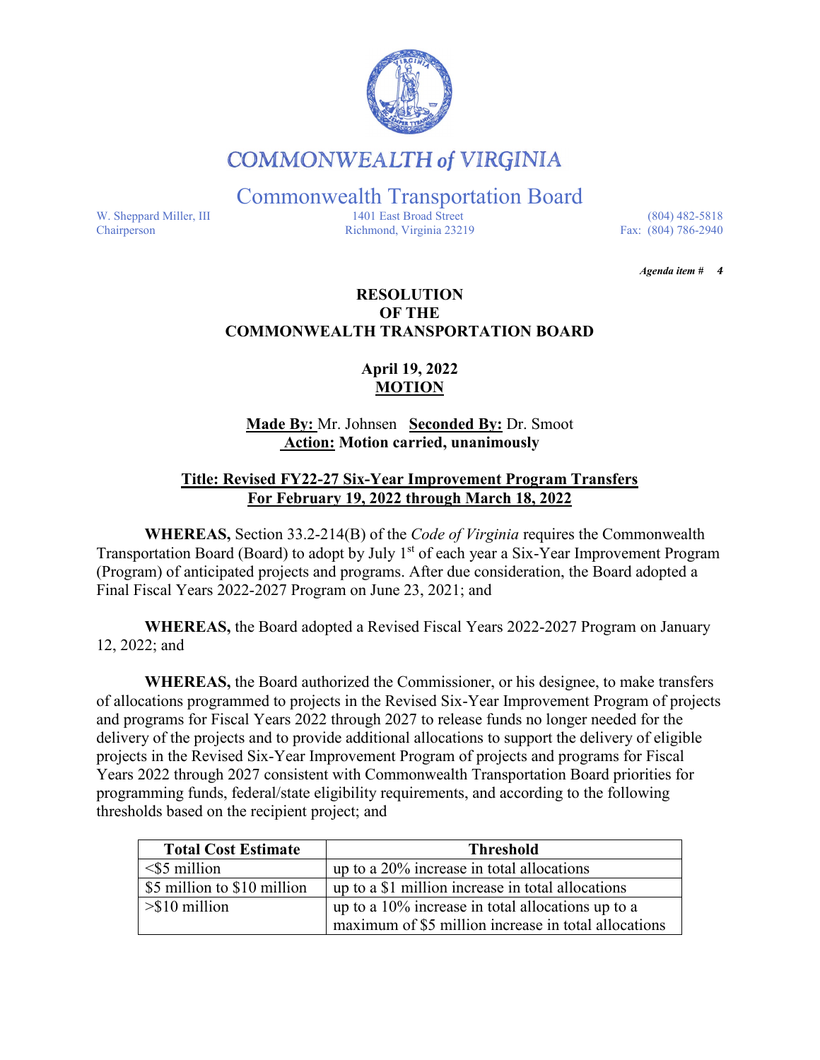# COMMONWEALTH of VIRGINIA

## Commonwealth Transportation Board

W. Sheppard Miller, III
Chairperson

1401 East Broad Street
Richmond, Virginia 23219

(804) 482-5818
Fax: (804) 786-2940

***Agenda item # 4***

**RESOLUTION**
**OF THE**
**COMMONWEALTH TRANSPORTATION BOARD**

**April 19, 2022**
**MOTION**

**Made By:** Mr. Johnsen **Seconded By:** Dr. Smoot
**Action: Motion carried, unanimously**

**Title: Revised FY22-27 Six-Year Improvement Program Transfers**
**For February 19, 2022 through March 18, 2022**

**WHEREAS,** Section 33.2-214(B) of the *Code of Virginia* requires the Commonwealth Transportation Board (Board) to adopt by July 1st of each year a Six-Year Improvement Program (Program) of anticipated projects and programs. After due consideration, the Board adopted a Final Fiscal Years 2022-2027 Program on June 23, 2021; and

**WHEREAS,** the Board adopted a Revised Fiscal Years 2022-2027 Program on January 12, 2022; and

**WHEREAS,** the Board authorized the Commissioner, or his designee, to make transfers of allocations programmed to projects in the Revised Six-Year Improvement Program of projects and programs for Fiscal Years 2022 through 2027 to release funds no longer needed for the delivery of the projects and to provide additional allocations to support the delivery of eligible projects in the Revised Six-Year Improvement Program of projects and programs for Fiscal Years 2022 through 2027 consistent with Commonwealth Transportation Board priorities for programming funds, federal/state eligibility requirements, and according to the following thresholds based on the recipient project; and

| Total Cost Estimate | Threshold |
|---|---|
| <$5 million | up to a 20% increase in total allocations |
| $5 million to $10 million | up to a $1 million increase in total allocations |
| >$10 million | up to a 10% increase in total allocations up to a maximum of $5 million increase in total allocations |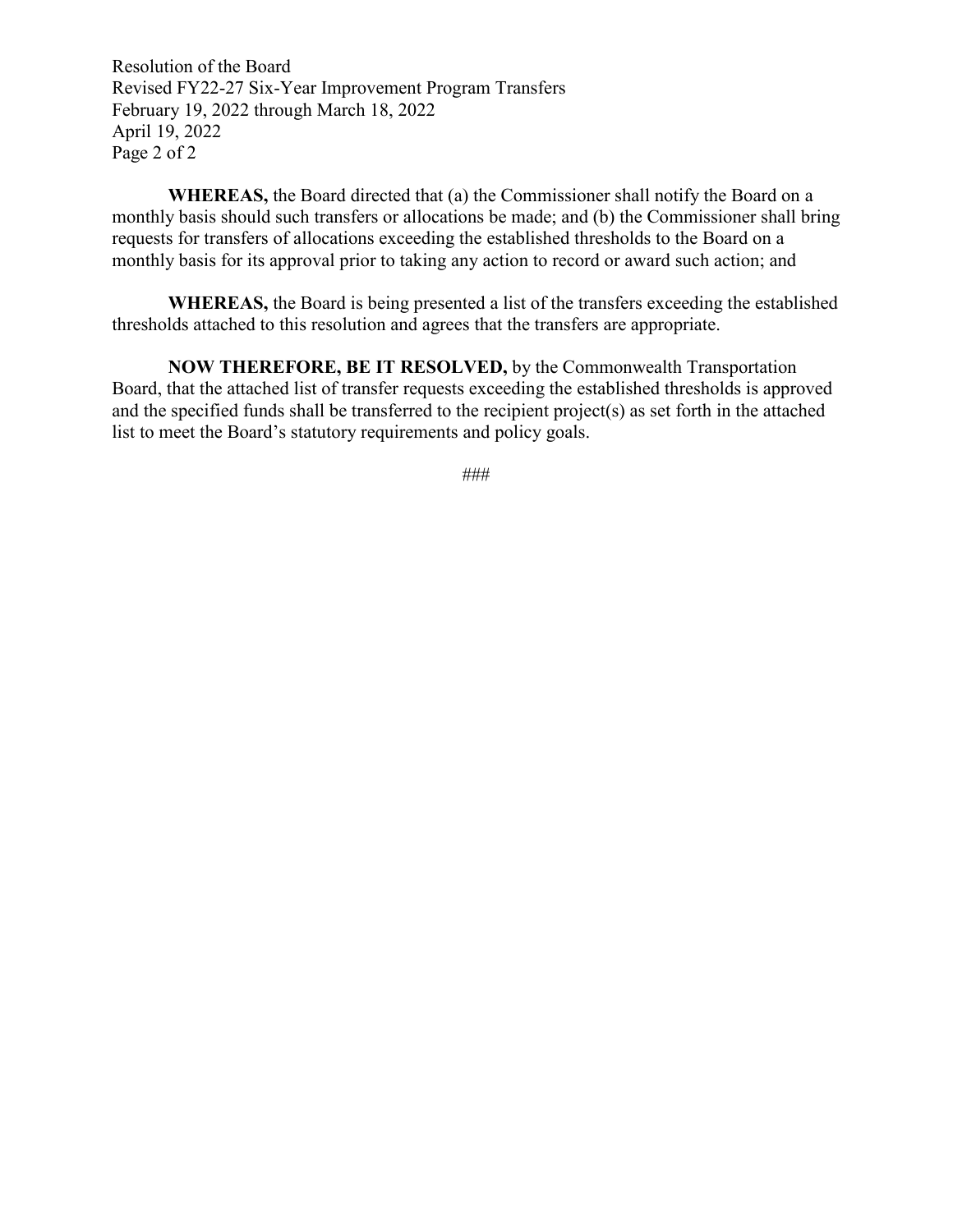**WHEREAS,** the Board directed that (a) the Commissioner shall notify the Board on a monthly basis should such transfers or allocations be made; and (b) the Commissioner shall bring requests for transfers of allocations exceeding the established thresholds to the Board on a monthly basis for its approval prior to taking any action to record or award such action; and

**WHEREAS,** the Board is being presented a list of the transfers exceeding the established thresholds attached to this resolution and agrees that the transfers are appropriate.

**NOW THEREFORE, BE IT RESOLVED,** by the Commonwealth Transportation Board, that the attached list of transfer requests exceeding the established thresholds is approved and the specified funds shall be transferred to the recipient project(s) as set forth in the attached list to meet the Board's statutory requirements and policy goals.

###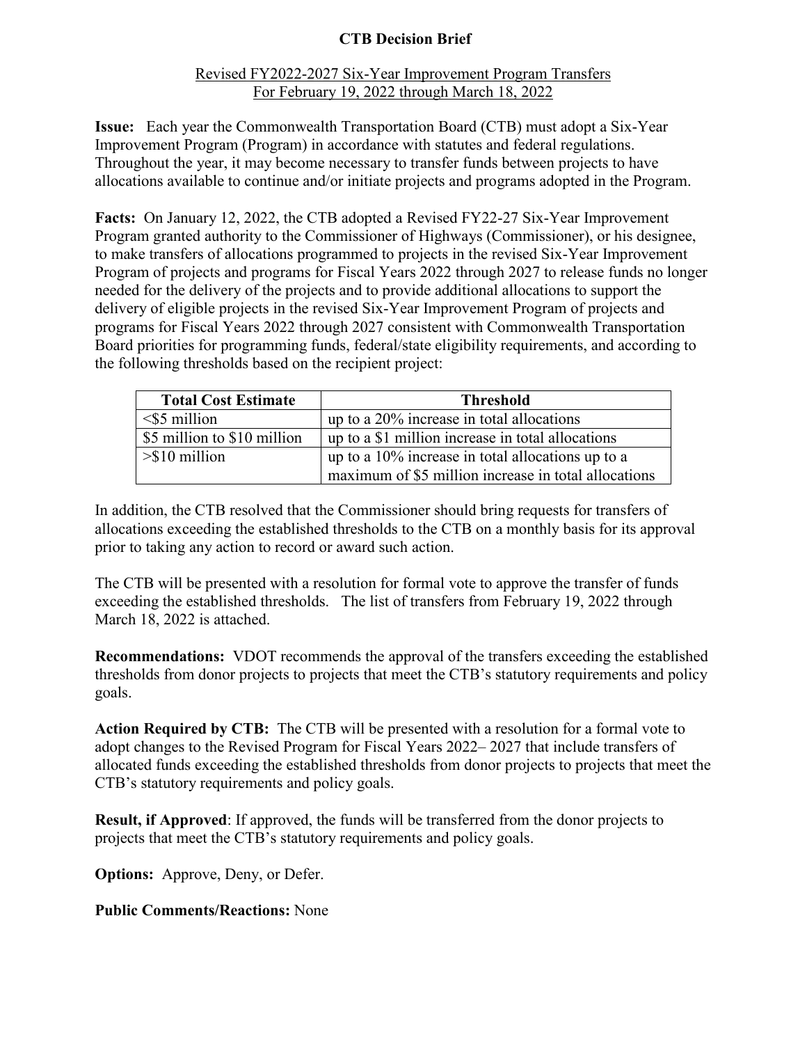# CTB Decision Brief

Revised FY2022-2027 Six-Year Improvement Program Transfers
For February 19, 2022 through March 18, 2022

**Issue:** Each year the Commonwealth Transportation Board (CTB) must adopt a Six-Year Improvement Program (Program) in accordance with statutes and federal regulations. Throughout the year, it may become necessary to transfer funds between projects to have allocations available to continue and/or initiate projects and programs adopted in the Program.

**Facts:** On January 12, 2022, the CTB adopted a Revised FY22-27 Six-Year Improvement Program granted authority to the Commissioner of Highways (Commissioner), or his designee, to make transfers of allocations programmed to projects in the revised Six-Year Improvement Program of projects and programs for Fiscal Years 2022 through 2027 to release funds no longer needed for the delivery of the projects and to provide additional allocations to support the delivery of eligible projects in the revised Six-Year Improvement Program of projects and programs for Fiscal Years 2022 through 2027 consistent with Commonwealth Transportation Board priorities for programming funds, federal/state eligibility requirements, and according to the following thresholds based on the recipient project:

| Total Cost Estimate | Threshold |
|---|---|
| <$5 million | up to a 20% increase in total allocations |
| $5 million to $10 million | up to a $1 million increase in total allocations |
| >$10 million | up to a 10% increase in total allocations up to a maximum of $5 million increase in total allocations |

In addition, the CTB resolved that the Commissioner should bring requests for transfers of allocations exceeding the established thresholds to the CTB on a monthly basis for its approval prior to taking any action to record or award such action.

The CTB will be presented with a resolution for formal vote to approve the transfer of funds exceeding the established thresholds. The list of transfers from February 19, 2022 through March 18, 2022 is attached.

**Recommendations:** VDOT recommends the approval of the transfers exceeding the established thresholds from donor projects to projects that meet the CTB's statutory requirements and policy goals.

**Action Required by CTB:** The CTB will be presented with a resolution for a formal vote to adopt changes to the Revised Program for Fiscal Years 2022– 2027 that include transfers of allocated funds exceeding the established thresholds from donor projects to projects that meet the CTB's statutory requirements and policy goals.

**Result, if Approved**: If approved, the funds will be transferred from the donor projects to projects that meet the CTB's statutory requirements and policy goals.

**Options:** Approve, Deny, or Defer.

**Public Comments/Reactions:** None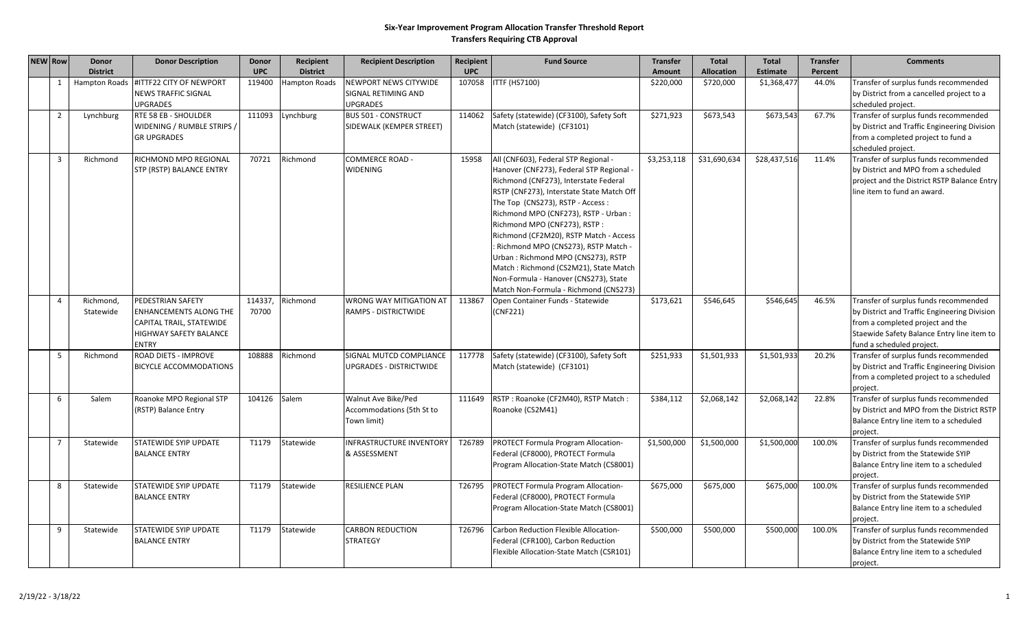# Six-Year Improvement Program Allocation Transfer Threshold Report

## Transfers Requiring CTB Approval

| NEW | Row | Donor District | Donor Description | Donor UPC | Recipient District | Recipient Description | Recipient UPC | Fund Source | Transfer Amount | Total Allocation | Total Estimate | Transfer Percent | Comments |
|---|---|---|---|---|---|---|---|---|---|---|---|---|---|
| | 1 | Hampton Roads | #ITTF22 CITY OF NEWPORT NEWS TRAFFIC SIGNAL UPGRADES | 119400 | Hampton Roads | NEWPORT NEWS CITYWIDE SIGNAL RETIMING AND UPGRADES | 107058 | ITTF (HS7100) | $220,000 | $720,000 | $1,368,477 | 44.0% | Transfer of surplus funds recommended by District from a cancelled project to a scheduled project. |
| | 2 | Lynchburg | RTE 58 EB - SHOULDER WIDENING / RUMBLE STRIPS / GR UPGRADES | 111093 | Lynchburg | BUS 501 - CONSTRUCT SIDEWALK (KEMPER STREET) | 114062 | Safety (statewide) (CF3100), Safety Soft Match (statewide) (CF3101) | $271,923 | $673,543 | $673,543 | 67.7% | Transfer of surplus funds recommended by District and Traffic Engineering Division from a completed project to fund a scheduled project. |
| | 3 | Richmond | RICHMOND MPO REGIONAL STP (RSTP) BALANCE ENTRY | 70721 | Richmond | COMMERCE ROAD - WIDENING | 15958 | All (CNF603), Federal STP Regional - Hanover (CNF273), Federal STP Regional - Richmond (CNF273), Interstate Federal RSTP (CNF273), Interstate State Match Off The Top (CNS273), RSTP - Access : Richmond MPO (CNF273), RSTP - Urban : Richmond MPO (CNF273), RSTP : Richmond (CF2M20), RSTP Match - Access : Richmond MPO (CNS273), RSTP Match - Urban : Richmond MPO (CNS273), RSTP Match : Richmond (CS2M21), State Match Non-Formula - Hanover (CNS273), State Match Non-Formula - Richmond (CNS273) | $3,253,118 | $31,690,634 | $28,437,516 | 11.4% | Transfer of surplus funds recommended by District and MPO from a scheduled project and the District RSTP Balance Entry line item to fund an award. |
| | 4 | Richmond, Statewide | PEDESTRIAN SAFETY ENHANCEMENTS ALONG THE CAPITAL TRAIL, STATEWIDE HIGHWAY SAFETY BALANCE ENTRY | 114337, 70700 | Richmond | WRONG WAY MITIGATION AT RAMPS - DISTRICTWIDE | 113867 | Open Container Funds - Statewide (CNF221) | $173,621 | $546,645 | $546,645 | 46.5% | Transfer of surplus funds recommended by District and Traffic Engineering Division from a completed project and the Staewide Safety Balance Entry line item to fund a scheduled project. |
| | 5 | Richmond | ROAD DIETS - IMPROVE BICYCLE ACCOMMODATIONS | 108888 | Richmond | SIGNAL MUTCD COMPLIANCE UPGRADES - DISTRICTWIDE | 117778 | Safety (statewide) (CF3100), Safety Soft Match (statewide) (CF3101) | $251,933 | $1,501,933 | $1,501,933 | 20.2% | Transfer of surplus funds recommended by District and Traffic Engineering Division from a completed project to a scheduled project. |
| | 6 | Salem | Roanoke MPO Regional STP (RSTP) Balance Entry | 104126 | Salem | Walnut Ave Bike/Ped Accommodations (5th St to Town limit) | 111649 | RSTP : Roanoke (CF2M40), RSTP Match : Roanoke (CS2M41) | $384,112 | $2,068,142 | $2,068,142 | 22.8% | Transfer of surplus funds recommended by District and MPO from the District RSTP Balance Entry line item to a scheduled project. |
| | 7 | Statewide | STATEWIDE SYIP UPDATE BALANCE ENTRY | T1179 | Statewide | INFRASTRUCTURE INVENTORY & ASSESSMENT | T26789 | PROTECT Formula Program Allocation-Federal (CF8000), PROTECT Formula Program Allocation-State Match (CS8001) | $1,500,000 | $1,500,000 | $1,500,000 | 100.0% | Transfer of surplus funds recommended by District from the Statewide SYIP Balance Entry line item to a scheduled project. |
| | 8 | Statewide | STATEWIDE SYIP UPDATE BALANCE ENTRY | T1179 | Statewide | RESILIENCE PLAN | T26795 | PROTECT Formula Program Allocation-Federal (CF8000), PROTECT Formula Program Allocation-State Match (CS8001) | $675,000 | $675,000 | $675,000 | 100.0% | Transfer of surplus funds recommended by District from the Statewide SYIP Balance Entry line item to a scheduled project. |
| | 9 | Statewide | STATEWIDE SYIP UPDATE BALANCE ENTRY | T1179 | Statewide | CARBON REDUCTION STRATEGY | T26796 | Carbon Reduction Flexible Allocation-Federal (CFR100), Carbon Reduction Flexible Allocation-State Match (CSR101) | $500,000 | $500,000 | $500,000 | 100.0% | Transfer of surplus funds recommended by District from the Statewide SYIP Balance Entry line item to a scheduled project. |

2/19/22 - 3/18/22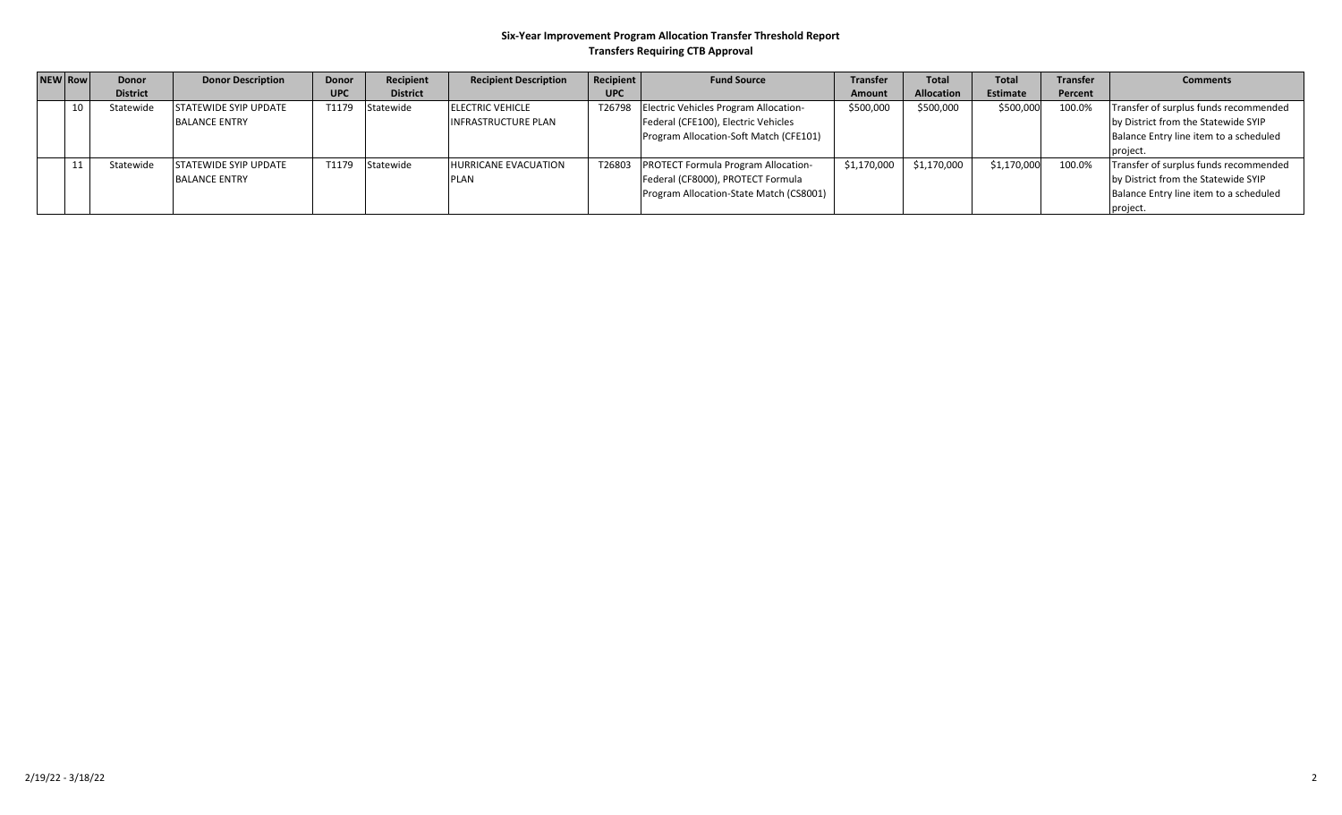**Six-Year Improvement Program Allocation Transfer Threshold Report**

**Transfers Requiring CTB Approval**

| NEW | Row | Donor District | Donor Description | Donor UPC | Recipient District | Recipient Description | Recipient UPC | Fund Source | Transfer Amount | Total Allocation | Total Estimate | Transfer Percent | Comments |
|---|---|---|---|---|---|---|---|---|---|---|---|---|---|
| | 10 | Statewide | STATEWIDE SYIP UPDATE BALANCE ENTRY | T1179 | Statewide | ELECTRIC VEHICLE INFRASTRUCTURE PLAN | T26798 | Electric Vehicles Program Allocation-Federal (CFE100), Electric Vehicles Program Allocation-Soft Match (CFE101) | $500,000 | $500,000 | $500,000 | 100.0% | Transfer of surplus funds recommended by District from the Statewide SYIP Balance Entry line item to a scheduled project. |
| | 11 | Statewide | STATEWIDE SYIP UPDATE BALANCE ENTRY | T1179 | Statewide | HURRICANE EVACUATION PLAN | T26803 | PROTECT Formula Program Allocation-Federal (CF8000), PROTECT Formula Program Allocation-State Match (CS8001) | $1,170,000 | $1,170,000 | $1,170,000 | 100.0% | Transfer of surplus funds recommended by District from the Statewide SYIP Balance Entry line item to a scheduled project. |

2/19/22 - 3/18/22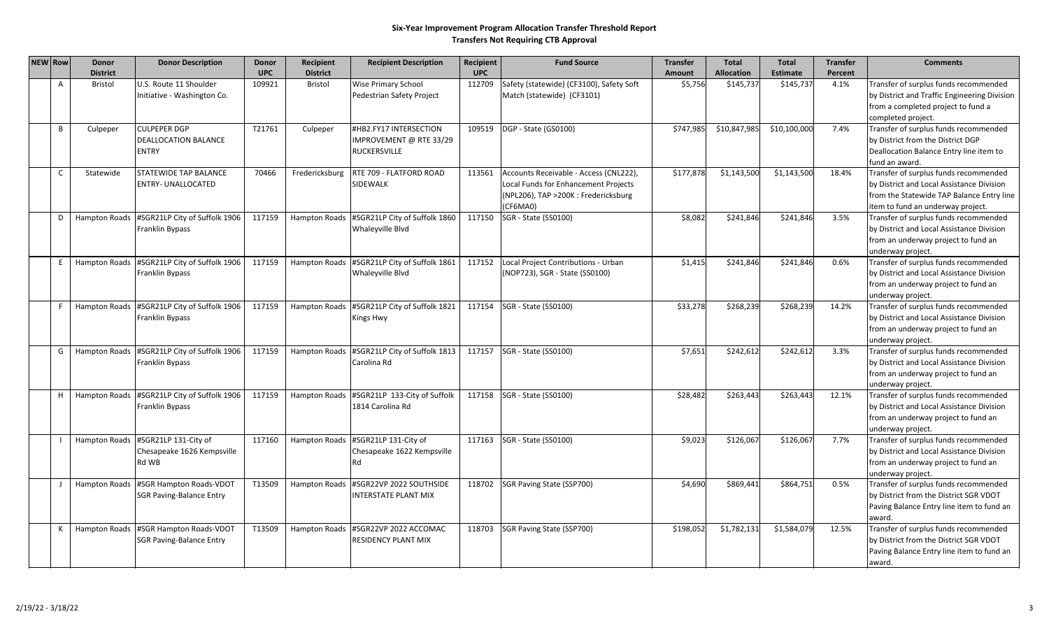# Six-Year Improvement Program Allocation Transfer Threshold Report

## Transfers Not Requiring CTB Approval

| NEW | Row | Donor District | Donor Description | Donor UPC | Recipient District | Recipient Description | Recipient UPC | Fund Source | Transfer Amount | Total Allocation | Total Estimate | Transfer Percent | Comments |
|---|---|---|---|---|---|---|---|---|---|---|---|---|---|
| | A | Bristol | U.S. Route 11 Shoulder Initiative - Washington Co. | 109921 | Bristol | Wise Primary School Pedestrian Safety Project | 112709 | Safety (statewide) (CF3100), Safety Soft Match (statewide) (CF3101) | $5,756 | $145,737 | $145,737 | 4.1% | Transfer of surplus funds recommended by District and Traffic Engineering Division from a completed project to fund a completed project. |
| | B | Culpeper | CULPEPER DGP DEALLOCATION BALANCE ENTRY | T21761 | Culpeper | #HB2.FY17 INTERSECTION IMPROVEMENT @ RTE 33/29 RUCKERSVILLE | 109519 | DGP - State (GS0100) | $747,985 | $10,847,985 | $10,100,000 | 7.4% | Transfer of surplus funds recommended by District from the District DGP Deallocation Balance Entry line item to fund an award. |
| | C | Statewide | STATEWIDE TAP BALANCE ENTRY- UNALLOCATED | 70466 | Fredericksburg | RTE 709 - FLATFORD ROAD SIDEWALK | 113561 | Accounts Receivable - Access (CNL222), Local Funds for Enhancement Projects (NPL206), TAP >200K : Fredericksburg (CF6MA0) | $177,878 | $1,143,500 | $1,143,500 | 18.4% | Transfer of surplus funds recommended by District and Local Assistance Division from the Statewide TAP Balance Entry line item to fund an underway project. |
| | D | Hampton Roads | #SGR21LP City of Suffolk 1906 Franklin Bypass | 117159 | Hampton Roads | #SGR21LP City of Suffolk 1860 Whaleyville Blvd | 117150 | SGR - State (SS0100) | $8,082 | $241,846 | $241,846 | 3.5% | Transfer of surplus funds recommended by District and Local Assistance Division from an underway project to fund an underway project. |
| | E | Hampton Roads | #SGR21LP City of Suffolk 1906 Franklin Bypass | 117159 | Hampton Roads | #SGR21LP City of Suffolk 1861 Whaleyville Blvd | 117152 | Local Project Contributions - Urban (NOP723), SGR - State (SS0100) | $1,415 | $241,846 | $241,846 | 0.6% | Transfer of surplus funds recommended by District and Local Assistance Division from an underway project to fund an underway project. |
| | F | Hampton Roads | #SGR21LP City of Suffolk 1906 Franklin Bypass | 117159 | Hampton Roads | #SGR21LP City of Suffolk 1821 Kings Hwy | 117154 | SGR - State (SS0100) | $33,278 | $268,239 | $268,239 | 14.2% | Transfer of surplus funds recommended by District and Local Assistance Division from an underway project to fund an underway project. |
| | G | Hampton Roads | #SGR21LP City of Suffolk 1906 Franklin Bypass | 117159 | Hampton Roads | #SGR21LP City of Suffolk 1813 Carolina Rd | 117157 | SGR - State (SS0100) | $7,651 | $242,612 | $242,612 | 3.3% | Transfer of surplus funds recommended by District and Local Assistance Division from an underway project to fund an underway project. |
| | H | Hampton Roads | #SGR21LP City of Suffolk 1906 Franklin Bypass | 117159 | Hampton Roads | #SGR21LP 133-City of Suffolk 1814 Carolina Rd | 117158 | SGR - State (SS0100) | $28,482 | $263,443 | $263,443 | 12.1% | Transfer of surplus funds recommended by District and Local Assistance Division from an underway project to fund an underway project. |
| | I | Hampton Roads | #SGR21LP 131-City of Chesapeake 1626 Kempsville Rd WB | 117160 | Hampton Roads | #SGR21LP 131-City of Chesapeake 1622 Kempsville Rd | 117163 | SGR - State (SS0100) | $9,023 | $126,067 | $126,067 | 7.7% | Transfer of surplus funds recommended by District and Local Assistance Division from an underway project to fund an underway project. |
| | J | Hampton Roads | #SGR Hampton Roads-VDOT SGR Paving-Balance Entry | T13509 | Hampton Roads | #SGR22VP 2022 SOUTHSIDE INTERSTATE PLANT MIX | 118702 | SGR Paving State (SSP700) | $4,690 | $869,441 | $864,751 | 0.5% | Transfer of surplus funds recommended by District from the District SGR VDOT Paving Balance Entry line item to fund an award. |
| | K | Hampton Roads | #SGR Hampton Roads-VDOT SGR Paving-Balance Entry | T13509 | Hampton Roads | #SGR22VP 2022 ACCOMAC RESIDENCY PLANT MIX | 118703 | SGR Paving State (SSP700) | $198,052 | $1,782,131 | $1,584,079 | 12.5% | Transfer of surplus funds recommended by District from the District SGR VDOT Paving Balance Entry line item to fund an award. |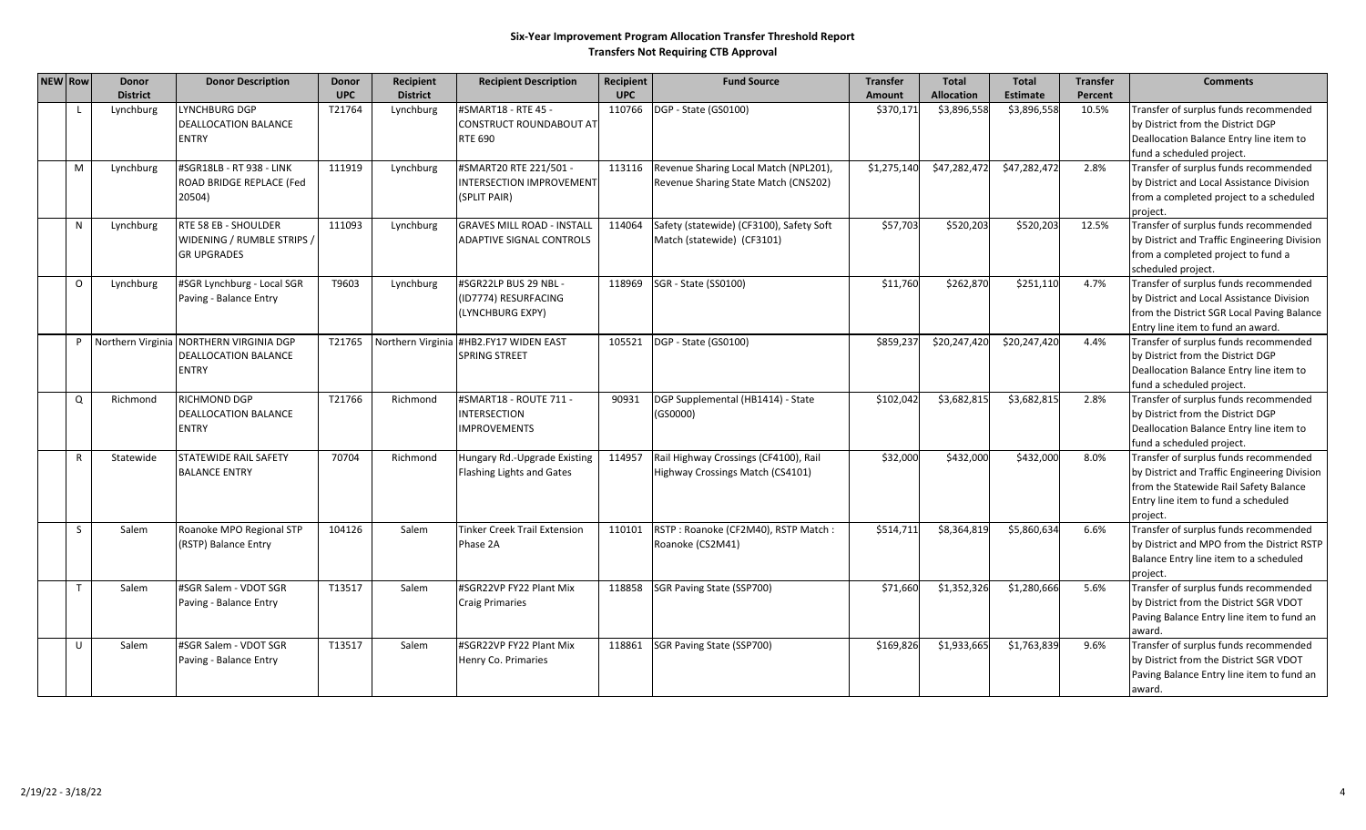# Six-Year Improvement Program Allocation Transfer Threshold Report

## Transfers Not Requiring CTB Approval

| NEW | Row | Donor District | Donor Description | Donor UPC | Recipient District | Recipient Description | Recipient UPC | Fund Source | Transfer Amount | Total Allocation | Total Estimate | Transfer Percent | Comments |
|---|---|---|---|---|---|---|---|---|---|---|---|---|---|
| | L | Lynchburg | LYNCHBURG DGP DEALLOCATION BALANCE ENTRY | T21764 | Lynchburg | #SMART18 - RTE 45 - CONSTRUCT ROUNDABOUT AT RTE 690 | 110766 | DGP - State (GS0100) | $370,171 | $3,896,558 | $3,896,558 | 10.5% | Transfer of surplus funds recommended by District from the District DGP Deallocation Balance Entry line item to fund a scheduled project. |
| | M | Lynchburg | #SGR18LB - RT 938 - LINK ROAD BRIDGE REPLACE (Fed 20504) | 111919 | Lynchburg | #SMART20 RTE 221/501 - INTERSECTION IMPROVEMENT (SPLIT PAIR) | 113116 | Revenue Sharing Local Match (NPL201), Revenue Sharing State Match (CNS202) | $1,275,140 | $47,282,472 | $47,282,472 | 2.8% | Transfer of surplus funds recommended by District and Local Assistance Division from a completed project to a scheduled project. |
| | N | Lynchburg | RTE 58 EB - SHOULDER WIDENING / RUMBLE STRIPS / GR UPGRADES | 111093 | Lynchburg | GRAVES MILL ROAD - INSTALL ADAPTIVE SIGNAL CONTROLS | 114064 | Safety (statewide) (CF3100), Safety Soft Match (statewide) (CF3101) | $57,703 | $520,203 | $520,203 | 12.5% | Transfer of surplus funds recommended by District and Traffic Engineering Division from a completed project to fund a scheduled project. |
| | O | Lynchburg | #SGR Lynchburg - Local SGR Paving - Balance Entry | T9603 | Lynchburg | #SGR22LP BUS 29 NBL - (ID7774) RESURFACING (LYNCHBURG EXPY) | 118969 | SGR - State (SS0100) | $11,760 | $262,870 | $251,110 | 4.7% | Transfer of surplus funds recommended by District and Local Assistance Division from the District SGR Local Paving Balance Entry line item to fund an award. |
| | P | Northern Virginia | NORTHERN VIRGINIA DGP DEALLOCATION BALANCE ENTRY | T21765 | Northern Virginia | #HB2.FY17 WIDEN EAST SPRING STREET | 105521 | DGP - State (GS0100) | $859,237 | $20,247,420 | $20,247,420 | 4.4% | Transfer of surplus funds recommended by District from the District DGP Deallocation Balance Entry line item to fund a scheduled project. |
| | Q | Richmond | RICHMOND DGP DEALLOCATION BALANCE ENTRY | T21766 | Richmond | #SMART18 - ROUTE 711 - INTERSECTION IMPROVEMENTS | 90931 | DGP Supplemental (HB1414) - State (GS0000) | $102,042 | $3,682,815 | $3,682,815 | 2.8% | Transfer of surplus funds recommended by District from the District DGP Deallocation Balance Entry line item to fund a scheduled project. |
| | R | Statewide | STATEWIDE RAIL SAFETY BALANCE ENTRY | 70704 | Richmond | Hungary Rd.-Upgrade Existing Flashing Lights and Gates | 114957 | Rail Highway Crossings (CF4100), Rail Highway Crossings Match (CS4101) | $32,000 | $432,000 | $432,000 | 8.0% | Transfer of surplus funds recommended by District and Traffic Engineering Division from the Statewide Rail Safety Balance Entry line item to fund a scheduled project. |
| | S | Salem | Roanoke MPO Regional STP (RSTP) Balance Entry | 104126 | Salem | Tinker Creek Trail Extension Phase 2A | 110101 | RSTP : Roanoke (CF2M40), RSTP Match : Roanoke (CS2M41) | $514,711 | $8,364,819 | $5,860,634 | 6.6% | Transfer of surplus funds recommended by District and MPO from the District RSTP Balance Entry line item to a scheduled project. |
| | T | Salem | #SGR Salem - VDOT SGR Paving - Balance Entry | T13517 | Salem | #SGR22VP FY22 Plant Mix Craig Primaries | 118858 | SGR Paving State (SSP700) | $71,660 | $1,352,326 | $1,280,666 | 5.6% | Transfer of surplus funds recommended by District from the District SGR VDOT Paving Balance Entry line item to fund an award. |
| | U | Salem | #SGR Salem - VDOT SGR Paving - Balance Entry | T13517 | Salem | #SGR22VP FY22 Plant Mix Henry Co. Primaries | 118861 | SGR Paving State (SSP700) | $169,826 | $1,933,665 | $1,763,839 | 9.6% | Transfer of surplus funds recommended by District from the District SGR VDOT Paving Balance Entry line item to fund an award. |

2/19/22 - 3/18/22